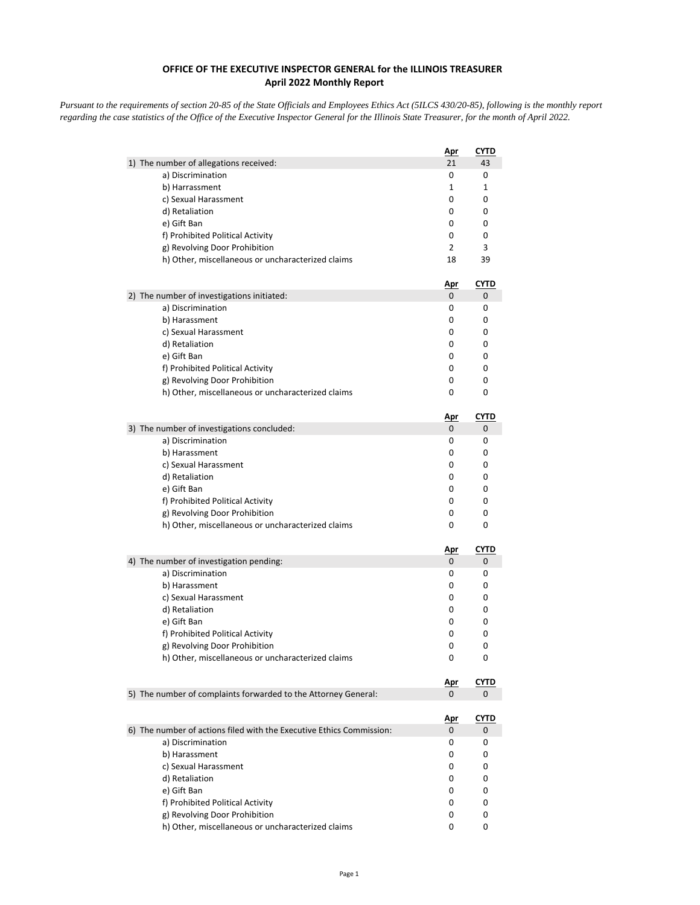**OFFICE OF THE EXECUTIVE INSPECTOR GENERAL for the ILLINOIS TREASURER**
**April 2022 Monthly Report**

*Pursuant to the requirements of section 20-85 of the State Officials and Employees Ethics Act (5ILCS 430/20-85), following is the monthly report regarding the case statistics of the Office of the Executive Inspector General for the Illinois State Treasurer, for the month of April 2022.*

| | Apr | CYTD |
|---|---|---|
| 1) The number of allegations received: | 21 | 43 |
| a) Discrimination | 0 | 0 |
| b) Harrassment | 1 | 1 |
| c) Sexual Harassment | 0 | 0 |
| d) Retaliation | 0 | 0 |
| e) Gift Ban | 0 | 0 |
| f) Prohibited Political Activity | 0 | 0 |
| g) Revolving Door Prohibition | 2 | 3 |
| h) Other, miscellaneous or uncharacterized claims | 18 | 39 |

| | Apr | CYTD |
|---|---|---|
| 2) The number of investigations initiated: | 0 | 0 |
| a) Discrimination | 0 | 0 |
| b) Harassment | 0 | 0 |
| c) Sexual Harassment | 0 | 0 |
| d) Retaliation | 0 | 0 |
| e) Gift Ban | 0 | 0 |
| f) Prohibited Political Activity | 0 | 0 |
| g) Revolving Door Prohibition | 0 | 0 |
| h) Other, miscellaneous or uncharacterized claims | 0 | 0 |

| | Apr | CYTD |
|---|---|---|
| 3) The number of investigations concluded: | 0 | 0 |
| a) Discrimination | 0 | 0 |
| b) Harassment | 0 | 0 |
| c) Sexual Harassment | 0 | 0 |
| d) Retaliation | 0 | 0 |
| e) Gift Ban | 0 | 0 |
| f) Prohibited Political Activity | 0 | 0 |
| g) Revolving Door Prohibition | 0 | 0 |
| h) Other, miscellaneous or uncharacterized claims | 0 | 0 |

| | Apr | CYTD |
|---|---|---|
| 4) The number of investigation pending: | 0 | 0 |
| a) Discrimination | 0 | 0 |
| b) Harassment | 0 | 0 |
| c) Sexual Harassment | 0 | 0 |
| d) Retaliation | 0 | 0 |
| e) Gift Ban | 0 | 0 |
| f) Prohibited Political Activity | 0 | 0 |
| g) Revolving Door Prohibition | 0 | 0 |
| h) Other, miscellaneous or uncharacterized claims | 0 | 0 |

| | Apr | CYTD |
|---|---|---|
| 5) The number of complaints forwarded to the Attorney General: | 0 | 0 |

| | Apr | CYTD |
|---|---|---|
| 6) The number of actions filed with the Executive Ethics Commission: | 0 | 0 |
| a) Discrimination | 0 | 0 |
| b) Harassment | 0 | 0 |
| c) Sexual Harassment | 0 | 0 |
| d) Retaliation | 0 | 0 |
| e) Gift Ban | 0 | 0 |
| f) Prohibited Political Activity | 0 | 0 |
| g) Revolving Door Prohibition | 0 | 0 |
| h) Other, miscellaneous or uncharacterized claims | 0 | 0 |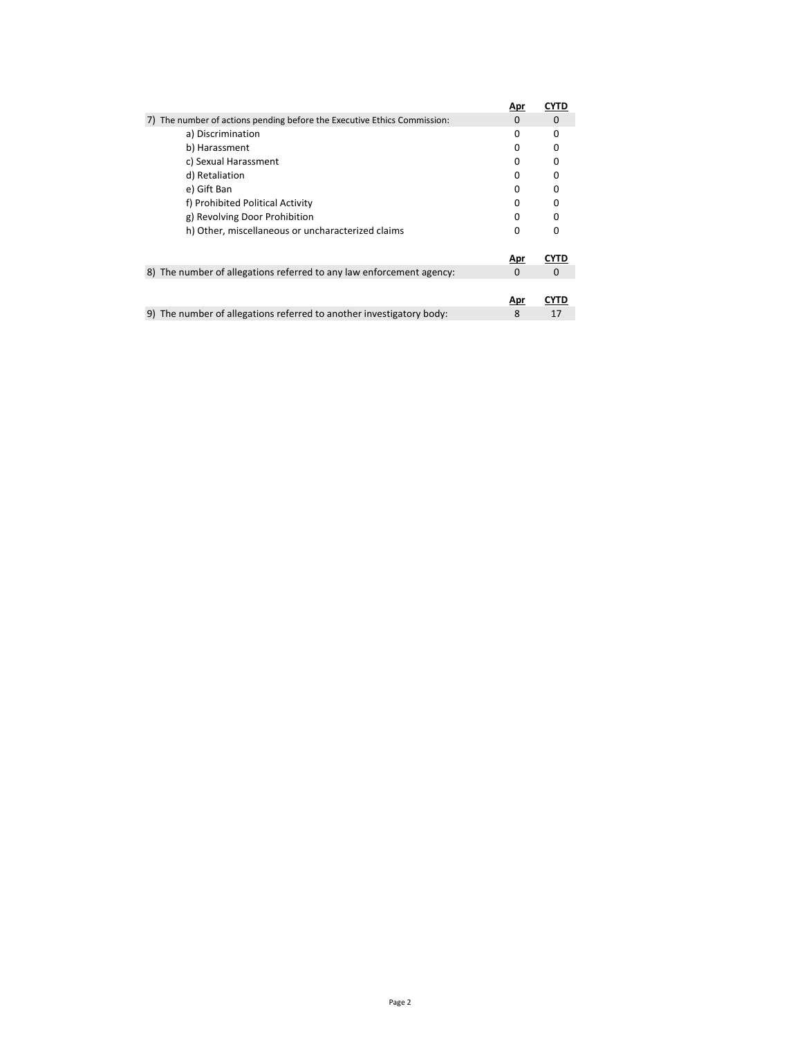| | Apr | CYTD |
|---|---|---|
| 7) The number of actions pending before the Executive Ethics Commission: | 0 | 0 |
| a) Discrimination | 0 | 0 |
| b) Harassment | 0 | 0 |
| c) Sexual Harassment | 0 | 0 |
| d) Retaliation | 0 | 0 |
| e) Gift Ban | 0 | 0 |
| f) Prohibited Political Activity | 0 | 0 |
| g) Revolving Door Prohibition | 0 | 0 |
| h) Other, miscellaneous or uncharacterized claims | 0 | 0 |

| | Apr | CYTD |
|---|---|---|
| 8) The number of allegations referred to any law enforcement agency: | 0 | 0 |

| | Apr | CYTD |
|---|---|---|
| 9) The number of allegations referred to another investigatory body: | 8 | 17 |